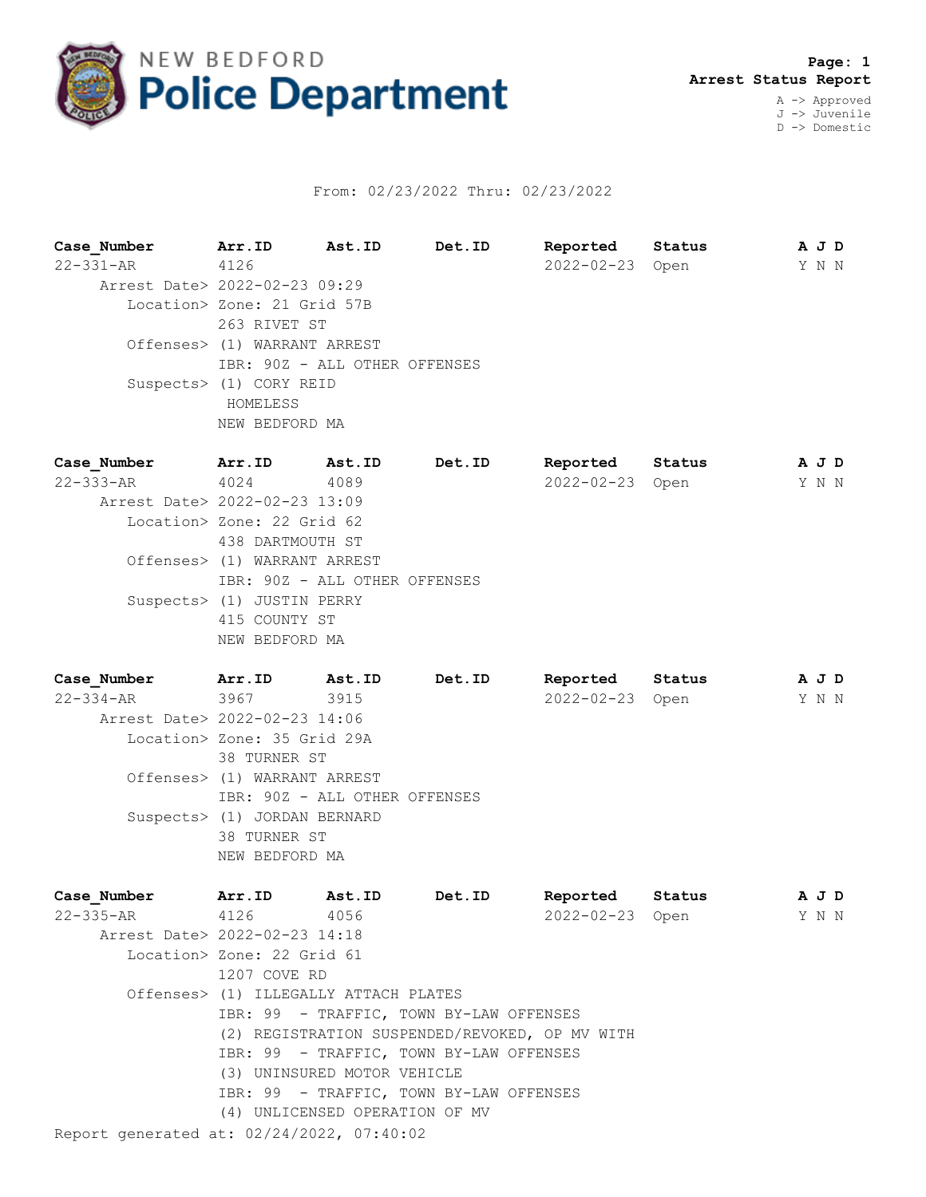# NEW BEDFORD Police Department

**Page: 1**
**Arrest Status Report**

A -> Approved
J -> Juvenile
D -> Domestic

From: 02/23/2022 Thru: 02/23/2022

| Case_Number | Arr.ID | Ast.ID | Det.ID | Reported | Status | A J D |
|---|---|---|---|---|---|---|
| 22-331-AR | 4126 | | | 2022-02-23 | Open | Y N N |

Arrest Date> 2022-02-23 09:29
Location> Zone: 21 Grid 57B
263 RIVET ST
Offenses> (1) WARRANT ARREST
IBR: 90Z - ALL OTHER OFFENSES
Suspects> (1) CORY REID
HOMELESS
NEW BEDFORD MA

| Case_Number | Arr.ID | Ast.ID | Det.ID | Reported | Status | A J D |
|---|---|---|---|---|---|---|
| 22-333-AR | 4024 | 4089 | | 2022-02-23 | Open | Y N N |

Arrest Date> 2022-02-23 13:09
Location> Zone: 22 Grid 62
438 DARTMOUTH ST
Offenses> (1) WARRANT ARREST
IBR: 90Z - ALL OTHER OFFENSES
Suspects> (1) JUSTIN PERRY
415 COUNTY ST
NEW BEDFORD MA

| Case_Number | Arr.ID | Ast.ID | Det.ID | Reported | Status | A J D |
|---|---|---|---|---|---|---|
| 22-334-AR | 3967 | 3915 | | 2022-02-23 | Open | Y N N |

Arrest Date> 2022-02-23 14:06
Location> Zone: 35 Grid 29A
38 TURNER ST
Offenses> (1) WARRANT ARREST
IBR: 90Z - ALL OTHER OFFENSES
Suspects> (1) JORDAN BERNARD
38 TURNER ST
NEW BEDFORD MA

| Case_Number | Arr.ID | Ast.ID | Det.ID | Reported | Status | A J D |
|---|---|---|---|---|---|---|
| 22-335-AR | 4126 | 4056 | | 2022-02-23 | Open | Y N N |

Arrest Date> 2022-02-23 14:18
Location> Zone: 22 Grid 61
1207 COVE RD
Offenses> (1) ILLEGALLY ATTACH PLATES
IBR: 99 - TRAFFIC, TOWN BY-LAW OFFENSES
(2) REGISTRATION SUSPENDED/REVOKED, OP MV WITH
IBR: 99 - TRAFFIC, TOWN BY-LAW OFFENSES
(3) UNINSURED MOTOR VEHICLE
IBR: 99 - TRAFFIC, TOWN BY-LAW OFFENSES
(4) UNLICENSED OPERATION OF MV

Report generated at: 02/24/2022, 07:40:02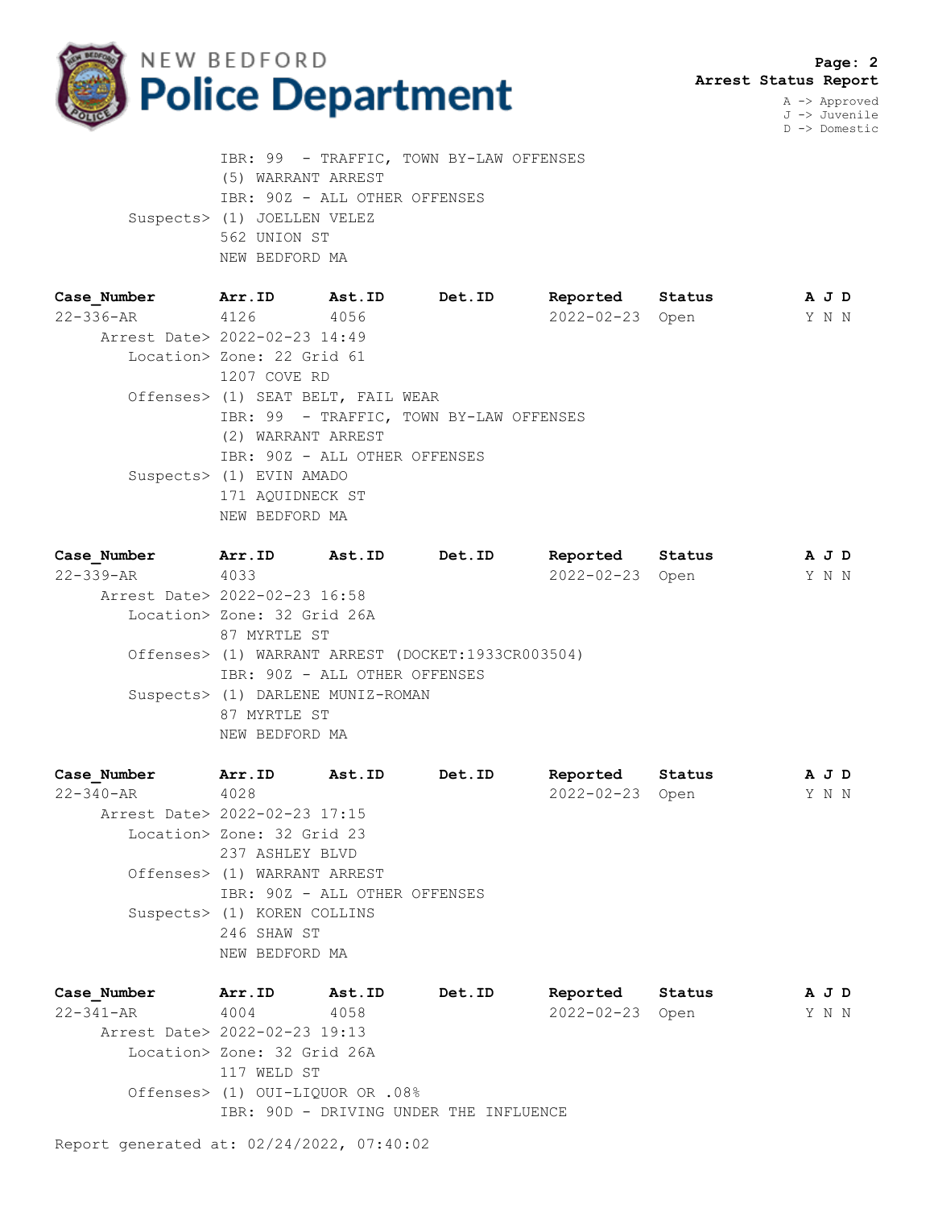**Arrest Status Report**

A -> Approved
J -> Juvenile
D -> Domestic

IBR: 99 - TRAFFIC, TOWN BY-LAW OFFENSES
(5) WARRANT ARREST
IBR: 90Z - ALL OTHER OFFENSES
Suspects> (1) JOELLEN VELEZ
562 UNION ST
NEW BEDFORD MA

| Case_Number | Arr.ID | Ast.ID | Det.ID | Reported | Status | A J D |
|---|---|---|---|---|---|---|
| 22-336-AR | 4126 | 4056 | | 2022-02-23 | Open | Y N N |

Arrest Date> 2022-02-23 14:49
Location> Zone: 22 Grid 61
1207 COVE RD
Offenses> (1) SEAT BELT, FAIL WEAR
IBR: 99 - TRAFFIC, TOWN BY-LAW OFFENSES
(2) WARRANT ARREST
IBR: 90Z - ALL OTHER OFFENSES
Suspects> (1) EVIN AMADO
171 AQUIDNECK ST
NEW BEDFORD MA

| Case_Number | Arr.ID | Ast.ID | Det.ID | Reported | Status | A J D |
|---|---|---|---|---|---|---|
| 22-339-AR | 4033 | | | 2022-02-23 | Open | Y N N |

Arrest Date> 2022-02-23 16:58
Location> Zone: 32 Grid 26A
87 MYRTLE ST
Offenses> (1) WARRANT ARREST (DOCKET:1933CR003504)
IBR: 90Z - ALL OTHER OFFENSES
Suspects> (1) DARLENE MUNIZ-ROMAN
87 MYRTLE ST
NEW BEDFORD MA

| Case_Number | Arr.ID | Ast.ID | Det.ID | Reported | Status | A J D |
|---|---|---|---|---|---|---|
| 22-340-AR | 4028 | | | 2022-02-23 | Open | Y N N |

Arrest Date> 2022-02-23 17:15
Location> Zone: 32 Grid 23
237 ASHLEY BLVD
Offenses> (1) WARRANT ARREST
IBR: 90Z - ALL OTHER OFFENSES
Suspects> (1) KOREN COLLINS
246 SHAW ST
NEW BEDFORD MA

| Case_Number | Arr.ID | Ast.ID | Det.ID | Reported | Status | A J D |
|---|---|---|---|---|---|---|
| 22-341-AR | 4004 | 4058 | | 2022-02-23 | Open | Y N N |

Arrest Date> 2022-02-23 19:13
Location> Zone: 32 Grid 26A
117 WELD ST
Offenses> (1) OUI-LIQUOR OR .08%
IBR: 90D - DRIVING UNDER THE INFLUENCE

Report generated at: 02/24/2022, 07:40:02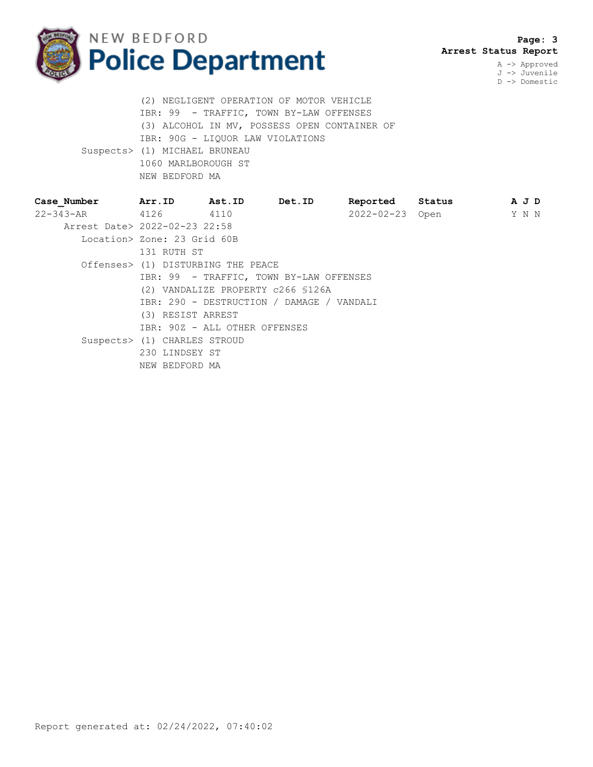NEW BEDFORD **Police Department**

**Arrest Status Report**

A -> Approved
J -> Juvenile
D -> Domestic

(2) NEGLIGENT OPERATION OF MOTOR VEHICLE
IBR: 99 - TRAFFIC, TOWN BY-LAW OFFENSES
(3) ALCOHOL IN MV, POSSESS OPEN CONTAINER OF
IBR: 90G - LIQUOR LAW VIOLATIONS

Suspects> (1) MICHAEL BRUNEAU
1060 MARLBOROUGH ST
NEW BEDFORD MA

| Case_Number | Arr.ID | Ast.ID | Det.ID | Reported | Status | A | J | D |
|---|---|---|---|---|---|---|---|---|
| 22-343-AR | 4126 | 4110 | | 2022-02-23 | Open | Y | N | N |

Arrest Date> 2022-02-23 22:58

Location> Zone: 23 Grid 60B
131 RUTH ST

Offenses> (1) DISTURBING THE PEACE
IBR: 99 - TRAFFIC, TOWN BY-LAW OFFENSES
(2) VANDALIZE PROPERTY c266 §126A
IBR: 290 - DESTRUCTION / DAMAGE / VANDALI
(3) RESIST ARREST
IBR: 90Z - ALL OTHER OFFENSES

Suspects> (1) CHARLES STROUD
230 LINDSEY ST
NEW BEDFORD MA

Report generated at: 02/24/2022, 07:40:02